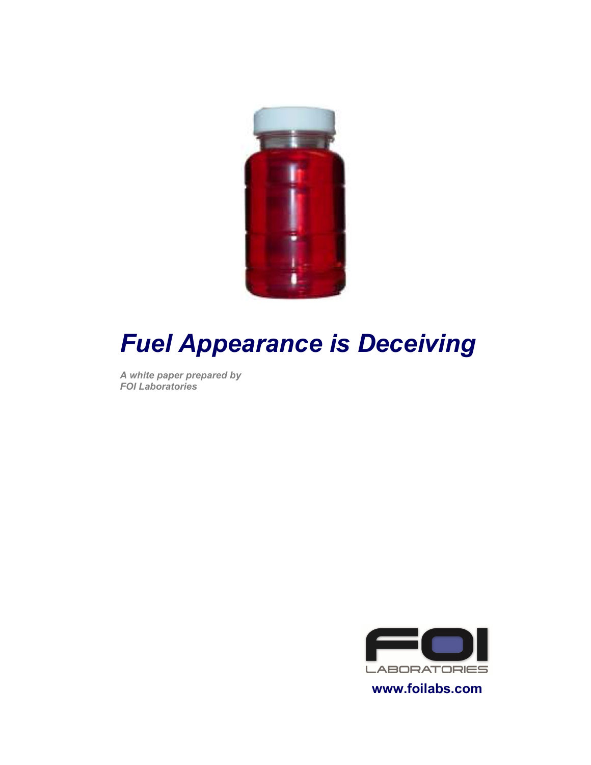# *Fuel Appearance is Deceiving*

***A white paper prepared by FOI Laboratories***

FOI LABORATORIES

**www.foilabs.com**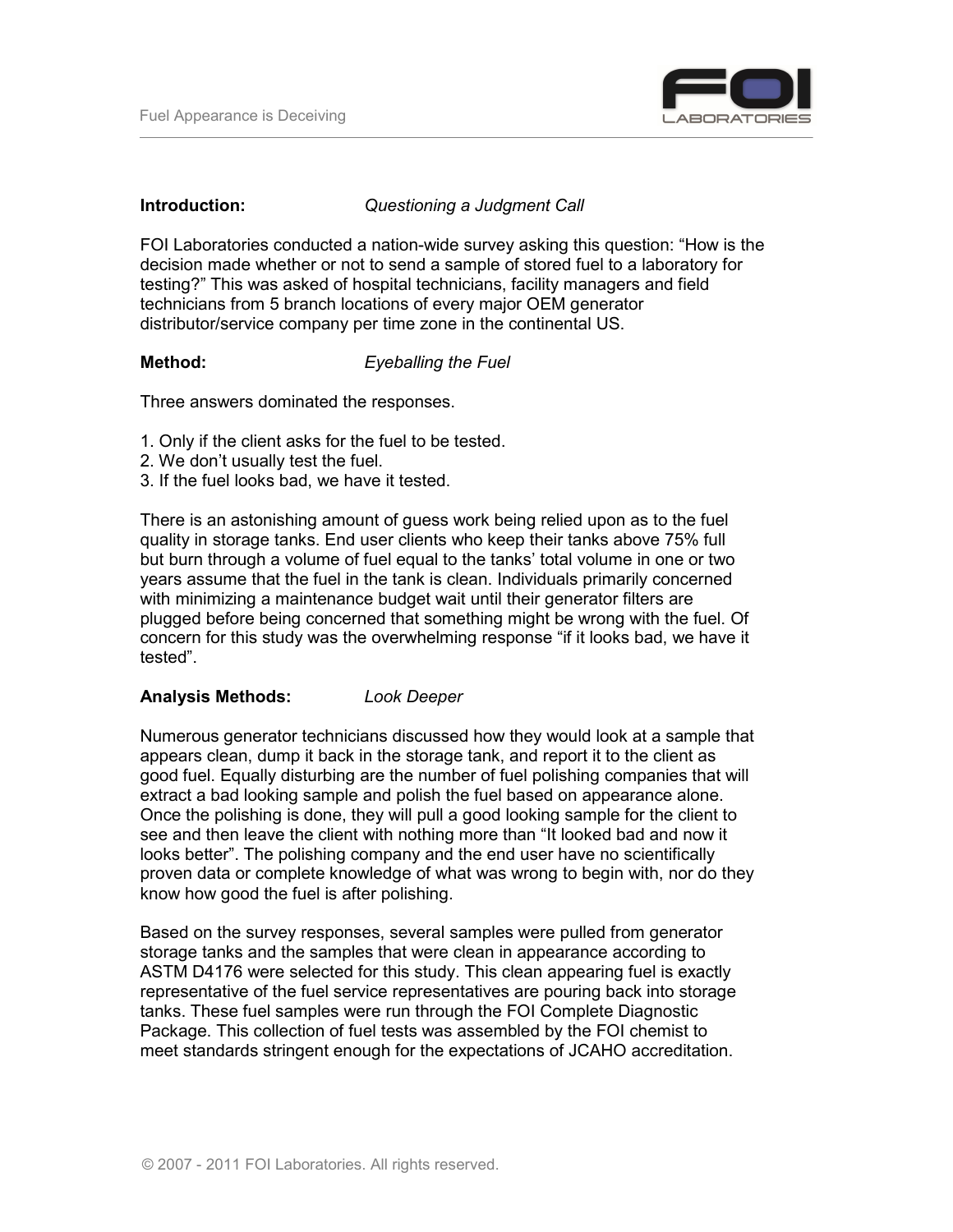**Introduction:** *Questioning a Judgment Call*

FOI Laboratories conducted a nation-wide survey asking this question: "How is the decision made whether or not to send a sample of stored fuel to a laboratory for testing?" This was asked of hospital technicians, facility managers and field technicians from 5 branch locations of every major OEM generator distributor/service company per time zone in the continental US.

**Method:** *Eyeballing the Fuel*

Three answers dominated the responses.

1. Only if the client asks for the fuel to be tested.
2. We don't usually test the fuel.
3. If the fuel looks bad, we have it tested.

There is an astonishing amount of guess work being relied upon as to the fuel quality in storage tanks. End user clients who keep their tanks above 75% full but burn through a volume of fuel equal to the tanks' total volume in one or two years assume that the fuel in the tank is clean. Individuals primarily concerned with minimizing a maintenance budget wait until their generator filters are plugged before being concerned that something might be wrong with the fuel. Of concern for this study was the overwhelming response "if it looks bad, we have it tested".

**Analysis Methods:** *Look Deeper*

Numerous generator technicians discussed how they would look at a sample that appears clean, dump it back in the storage tank, and report it to the client as good fuel. Equally disturbing are the number of fuel polishing companies that will extract a bad looking sample and polish the fuel based on appearance alone. Once the polishing is done, they will pull a good looking sample for the client to see and then leave the client with nothing more than "It looked bad and now it looks better". The polishing company and the end user have no scientifically proven data or complete knowledge of what was wrong to begin with, nor do they know how good the fuel is after polishing.

Based on the survey responses, several samples were pulled from generator storage tanks and the samples that were clean in appearance according to ASTM D4176 were selected for this study. This clean appearing fuel is exactly representative of the fuel service representatives are pouring back into storage tanks. These fuel samples were run through the FOI Complete Diagnostic Package. This collection of fuel tests was assembled by the FOI chemist to meet standards stringent enough for the expectations of JCAHO accreditation.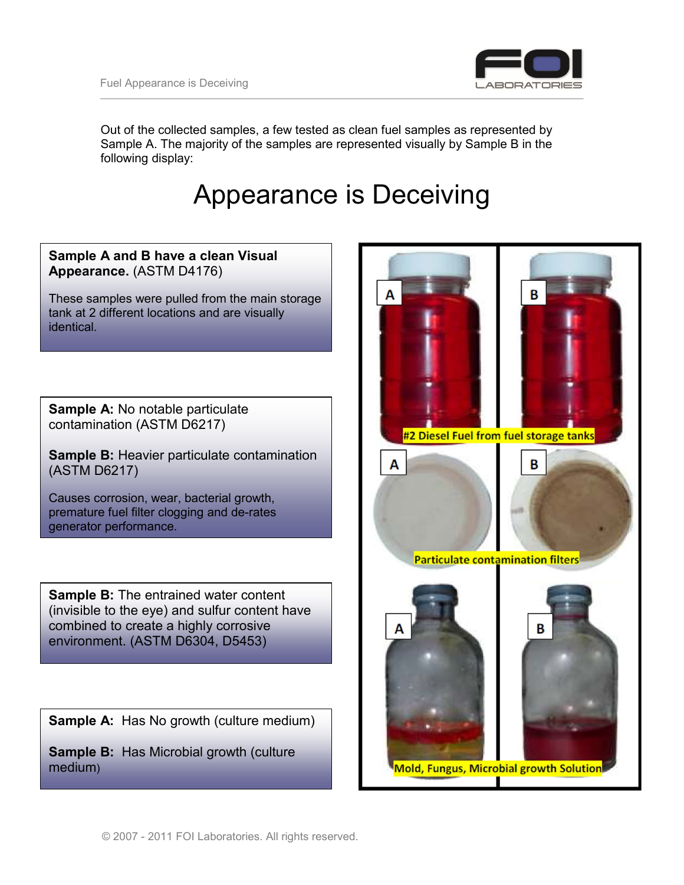Out of the collected samples, a few tested as clean fuel samples as represented by Sample A. The majority of the samples are represented visually by Sample B in the following display:

# Appearance is Deceiving

**Sample A and B have a clean Visual Appearance.** (ASTM D4176)

These samples were pulled from the main storage tank at 2 different locations and are visually identical.

**Sample A:** No notable particulate contamination (ASTM D6217)

**Sample B:** Heavier particulate contamination (ASTM D6217)

Causes corrosion, wear, bacterial growth, premature fuel filter clogging and de-rates generator performance.

**Sample B:** The entrained water content (invisible to the eye) and sulfur content have combined to create a highly corrosive environment. (ASTM D6304, D5453)

**Sample A:** Has No growth (culture medium)

**Sample B:** Has Microbial growth (culture medium)

#2 Diesel Fuel from fuel storage tanks

Particulate contamination filters

Mold, Fungus, Microbial growth Solution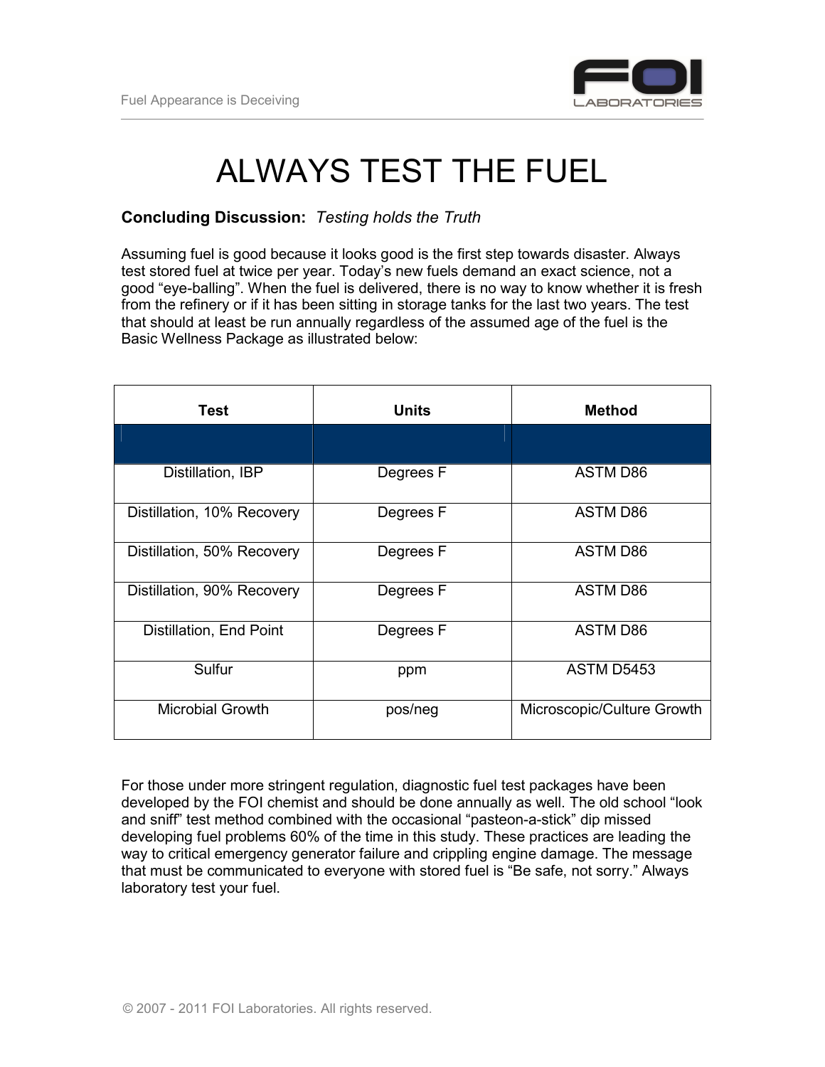# ALWAYS TEST THE FUEL

**Concluding Discussion:** *Testing holds the Truth*

Assuming fuel is good because it looks good is the first step towards disaster. Always test stored fuel at twice per year. Today's new fuels demand an exact science, not a good "eye-balling". When the fuel is delivered, there is no way to know whether it is fresh from the refinery or if it has been sitting in storage tanks for the last two years. The test that should at least be run annually regardless of the assumed age of the fuel is the Basic Wellness Package as illustrated below:

| Test | Units | Method |
|---|---|---|
| | | |
| Distillation, IBP | Degrees F | ASTM D86 |
| Distillation, 10% Recovery | Degrees F | ASTM D86 |
| Distillation, 50% Recovery | Degrees F | ASTM D86 |
| Distillation, 90% Recovery | Degrees F | ASTM D86 |
| Distillation, End Point | Degrees F | ASTM D86 |
| Sulfur | ppm | ASTM D5453 |
| Microbial Growth | pos/neg | Microscopic/Culture Growth |

For those under more stringent regulation, diagnostic fuel test packages have been developed by the FOI chemist and should be done annually as well. The old school "look and sniff" test method combined with the occasional "pasteon-a-stick" dip missed developing fuel problems 60% of the time in this study. These practices are leading the way to critical emergency generator failure and crippling engine damage. The message that must be communicated to everyone with stored fuel is "Be safe, not sorry." Always laboratory test your fuel.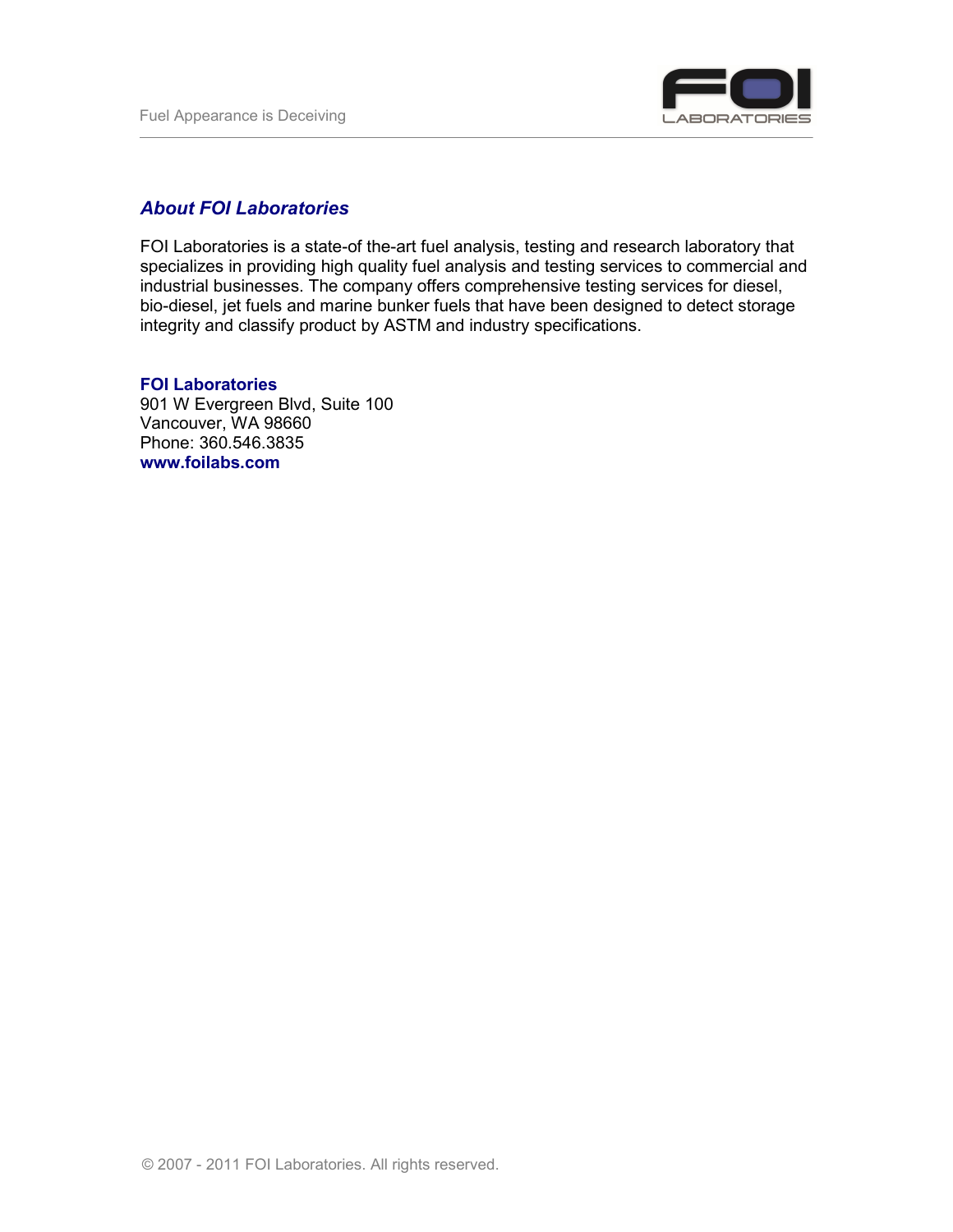## *About FOI Laboratories*

FOI Laboratories is a state-of the-art fuel analysis, testing and research laboratory that specializes in providing high quality fuel analysis and testing services to commercial and industrial businesses. The company offers comprehensive testing services for diesel, bio-diesel, jet fuels and marine bunker fuels that have been designed to detect storage integrity and classify product by ASTM and industry specifications.

**FOI Laboratories**
901 W Evergreen Blvd, Suite 100
Vancouver, WA 98660
Phone: 360.546.3835
**www.foilabs.com**

© 2007 - 2011 FOI Laboratories. All rights reserved.